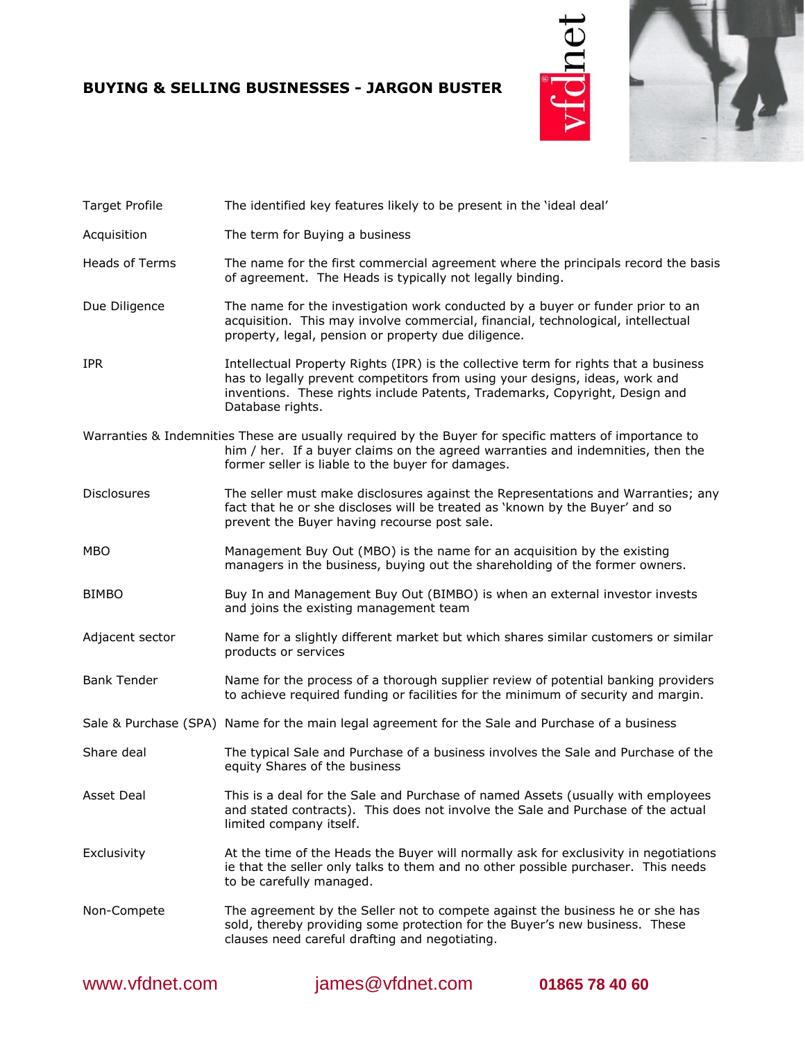# BUYING & SELLING BUSINESSES - JARGON BUSTER

| Term | Definition |
|---|---|
| Target Profile | The identified key features likely to be present in the 'ideal deal' |
| Acquisition | The term for Buying a business |
| Heads of Terms | The name for the first commercial agreement where the principals record the basis of agreement. The Heads is typically not legally binding. |
| Due Diligence | The name for the investigation work conducted by a buyer or funder prior to an acquisition. This may involve commercial, financial, technological, intellectual property, legal, pension or property due diligence. |
| IPR | Intellectual Property Rights (IPR) is the collective term for rights that a business has to legally prevent competitors from using your designs, ideas, work and inventions. These rights include Patents, Trademarks, Copyright, Design and Database rights. |
| Warranties & Indemnities | These are usually required by the Buyer for specific matters of importance to him / her. If a buyer claims on the agreed warranties and indemnities, then the former seller is liable to the buyer for damages. |
| Disclosures | The seller must make disclosures against the Representations and Warranties; any fact that he or she discloses will be treated as 'known by the Buyer' and so prevent the Buyer having recourse post sale. |
| MBO | Management Buy Out (MBO) is the name for an acquisition by the existing managers in the business, buying out the shareholding of the former owners. |
| BIMBO | Buy In and Management Buy Out (BIMBO) is when an external investor invests and joins the existing management team |
| Adjacent sector | Name for a slightly different market but which shares similar customers or similar products or services |
| Bank Tender | Name for the process of a thorough supplier review of potential banking providers to achieve required funding or facilities for the minimum of security and margin. |
| Sale & Purchase (SPA) | Name for the main legal agreement for the Sale and Purchase of a business |
| Share deal | The typical Sale and Purchase of a business involves the Sale and Purchase of the equity Shares of the business |
| Asset Deal | This is a deal for the Sale and Purchase of named Assets (usually with employees and stated contracts). This does not involve the Sale and Purchase of the actual limited company itself. |
| Exclusivity | At the time of the Heads the Buyer will normally ask for exclusivity in negotiations ie that the seller only talks to them and no other possible purchaser. This needs to be carefully managed. |
| Non-Compete | The agreement by the Seller not to compete against the business he or she has sold, thereby providing some protection for the Buyer's new business. These clauses need careful drafting and negotiating. |

www.vfdnet.com james@vfdnet.com **01865 78 40 60**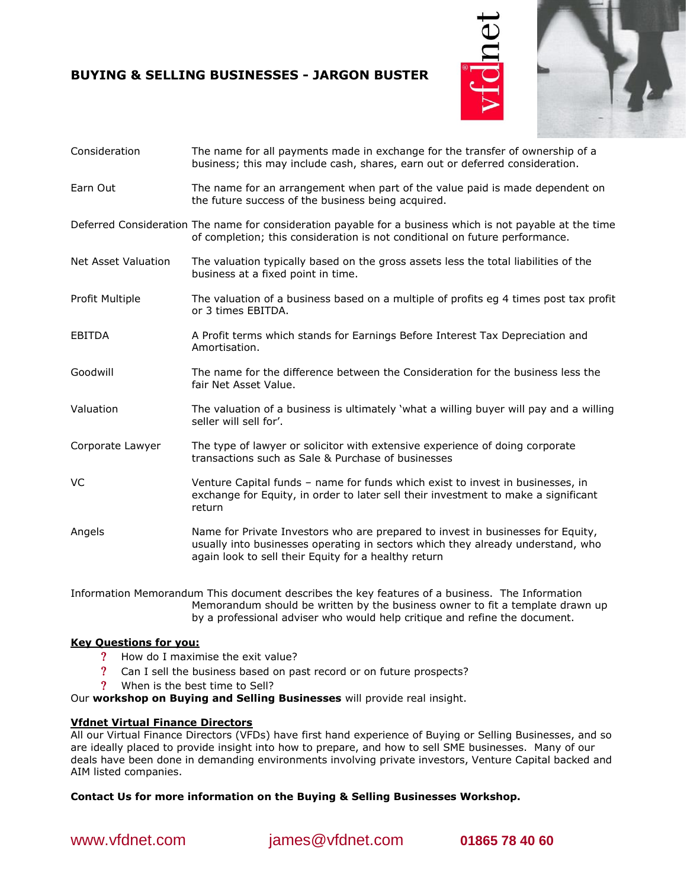# BUYING & SELLING BUSINESSES - JARGON BUSTER

| | |
|---|---|
| Consideration | The name for all payments made in exchange for the transfer of ownership of a business; this may include cash, shares, earn out or deferred consideration. |
| Earn Out | The name for an arrangement when part of the value paid is made dependent on the future success of the business being acquired. |
| Deferred Consideration | The name for consideration payable for a business which is not payable at the time of completion; this consideration is not conditional on future performance. |
| Net Asset Valuation | The valuation typically based on the gross assets less the total liabilities of the business at a fixed point in time. |
| Profit Multiple | The valuation of a business based on a multiple of profits eg 4 times post tax profit or 3 times EBITDA. |
| EBITDA | A Profit terms which stands for Earnings Before Interest Tax Depreciation and Amortisation. |
| Goodwill | The name for the difference between the Consideration for the business less the fair Net Asset Value. |
| Valuation | The valuation of a business is ultimately 'what a willing buyer will pay and a willing seller will sell for'. |
| Corporate Lawyer | The type of lawyer or solicitor with extensive experience of doing corporate transactions such as Sale & Purchase of businesses |
| VC | Venture Capital funds – name for funds which exist to invest in businesses, in exchange for Equity, in order to later sell their investment to make a significant return |
| Angels | Name for Private Investors who are prepared to invest in businesses for Equity, usually into businesses operating in sectors which they already understand, who again look to sell their Equity for a healthy return |
| Information Memorandum | This document describes the key features of a business. The Information Memorandum should be written by the business owner to fit a template drawn up by a professional adviser who would help critique and refine the document. |

**Key Questions for you:**

- ? How do I maximise the exit value?
- ? Can I sell the business based on past record or on future prospects?
- ? When is the best time to Sell?

Our **workshop on Buying and Selling Businesses** will provide real insight.

**Vfdnet Virtual Finance Directors**

All our Virtual Finance Directors (VFDs) have first hand experience of Buying or Selling Businesses, and so are ideally placed to provide insight into how to prepare, and how to sell SME businesses. Many of our deals have been done in demanding environments involving private investors, Venture Capital backed and AIM listed companies.

**Contact Us for more information on the Buying & Selling Businesses Workshop.**

www.vfdnet.com james@vfdnet.com **01865 78 40 60**